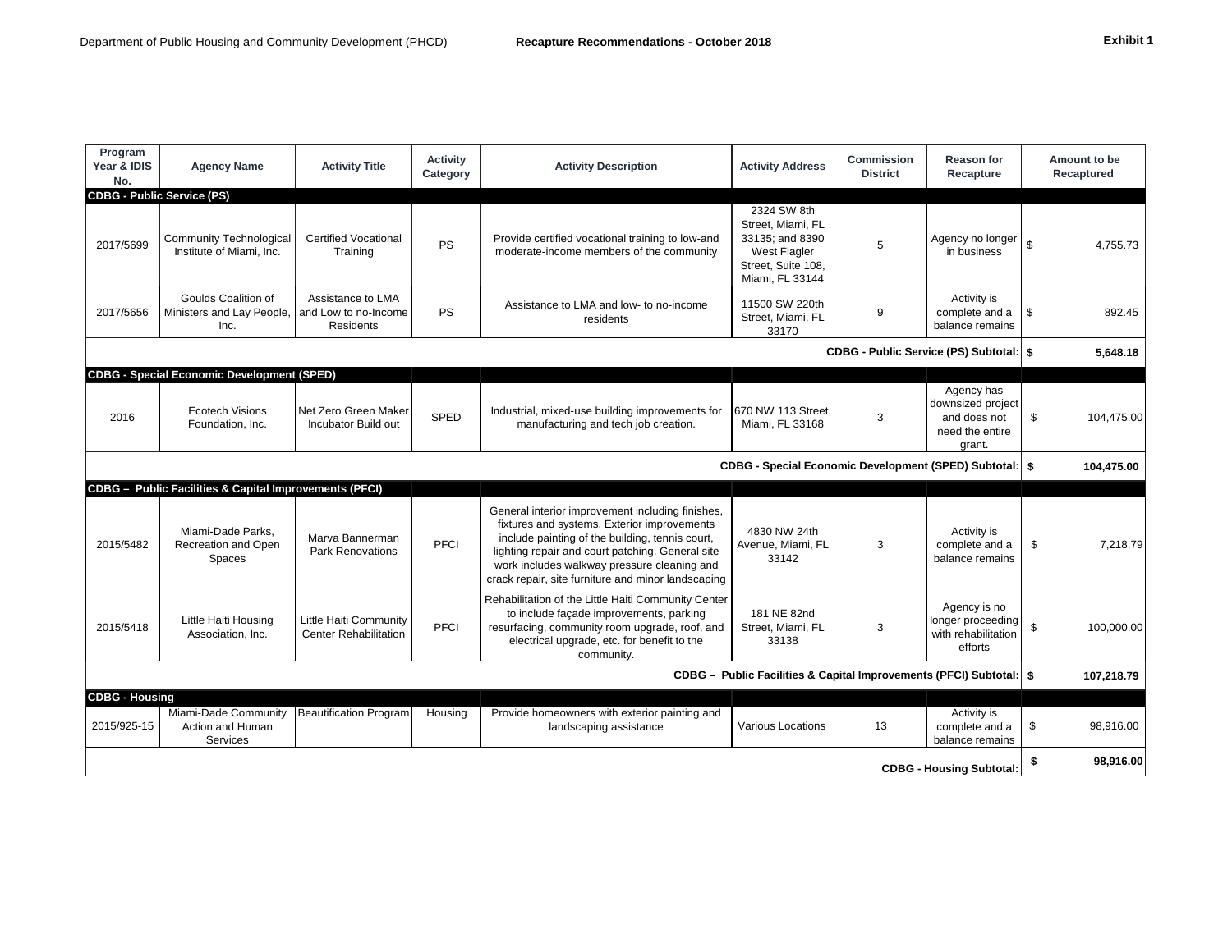Department of Public Housing and Community Development (PHCD) **Recapture Recommendations - October 2018** **Exhibit 1**

| Program Year & IDIS No. | Agency Name | Activity Title | Activity Category | Activity Description | Activity Address | Commission District | Reason for Recapture | Amount to be Recaptured |
|---|---|---|---|---|---|---|---|---|
| **CDBG - Public Service (PS)** | | | | | | | | |
| 2017/5699 | Community Technological Institute of Miami, Inc. | Certified Vocational Training | PS | Provide certified vocational training to low-and moderate-income members of the community | 2324 SW 8th Street, Miami, FL 33135; and 8390 West Flagler Street, Suite 108, Miami, FL 33144 | 5 | Agency no longer in business | $ 4,755.73 |
| 2017/5656 | Goulds Coalition of Ministers and Lay People, Inc. | Assistance to LMA and Low to no-Income Residents | PS | Assistance to LMA and low- to no-income residents | 11500 SW 220th Street, Miami, FL 33170 | 9 | Activity is complete and a balance remains | $ 892.45 |
| | | | | | | | **CDBG - Public Service (PS) Subtotal:** | **$ 5,648.18** |
| **CDBG - Special Economic Development (SPED)** | | | | | | | | |
| 2016 | Ecotech Visions Foundation, Inc. | Net Zero Green Maker Incubator Build out | SPED | Industrial, mixed-use building improvements for manufacturing and tech job creation. | 670 NW 113 Street, Miami, FL 33168 | 3 | Agency has downsized project and does not need the entire grant. | $ 104,475.00 |
| | | | | | | | **CDBG - Special Economic Development (SPED) Subtotal:** | **$ 104,475.00** |
| **CDBG – Public Facilities & Capital Improvements (PFCI)** | | | | | | | | |
| 2015/5482 | Miami-Dade Parks, Recreation and Open Spaces | Marva Bannerman Park Renovations | PFCI | General interior improvement including finishes, fixtures and systems. Exterior improvements include painting of the building, tennis court, lighting repair and court patching. General site work includes walkway pressure cleaning and crack repair, site furniture and minor landscaping | 4830 NW 24th Avenue, Miami, FL 33142 | 3 | Activity is complete and a balance remains | $ 7,218.79 |
| 2015/5418 | Little Haiti Housing Association, Inc. | Little Haiti Community Center Rehabilitation | PFCI | Rehabilitation of the Little Haiti Community Center to include façade improvements, parking resurfacing, community room upgrade, roof, and electrical upgrade, etc. for benefit to the community. | 181 NE 82nd Street, Miami, FL 33138 | 3 | Agency is no longer proceeding with rehabilitation efforts | $ 100,000.00 |
| | | | | | | | **CDBG – Public Facilities & Capital Improvements (PFCI) Subtotal:** | **$ 107,218.79** |
| **CDBG - Housing** | | | | | | | | |
| 2015/925-15 | Miami-Dade Community Action and Human Services | Beautification Program | Housing | Provide homeowners with exterior painting and landscaping assistance | Various Locations | 13 | Activity is complete and a balance remains | $ 98,916.00 |
| | | | | | | | **CDBG - Housing Subtotal:** | **$ 98,916.00** |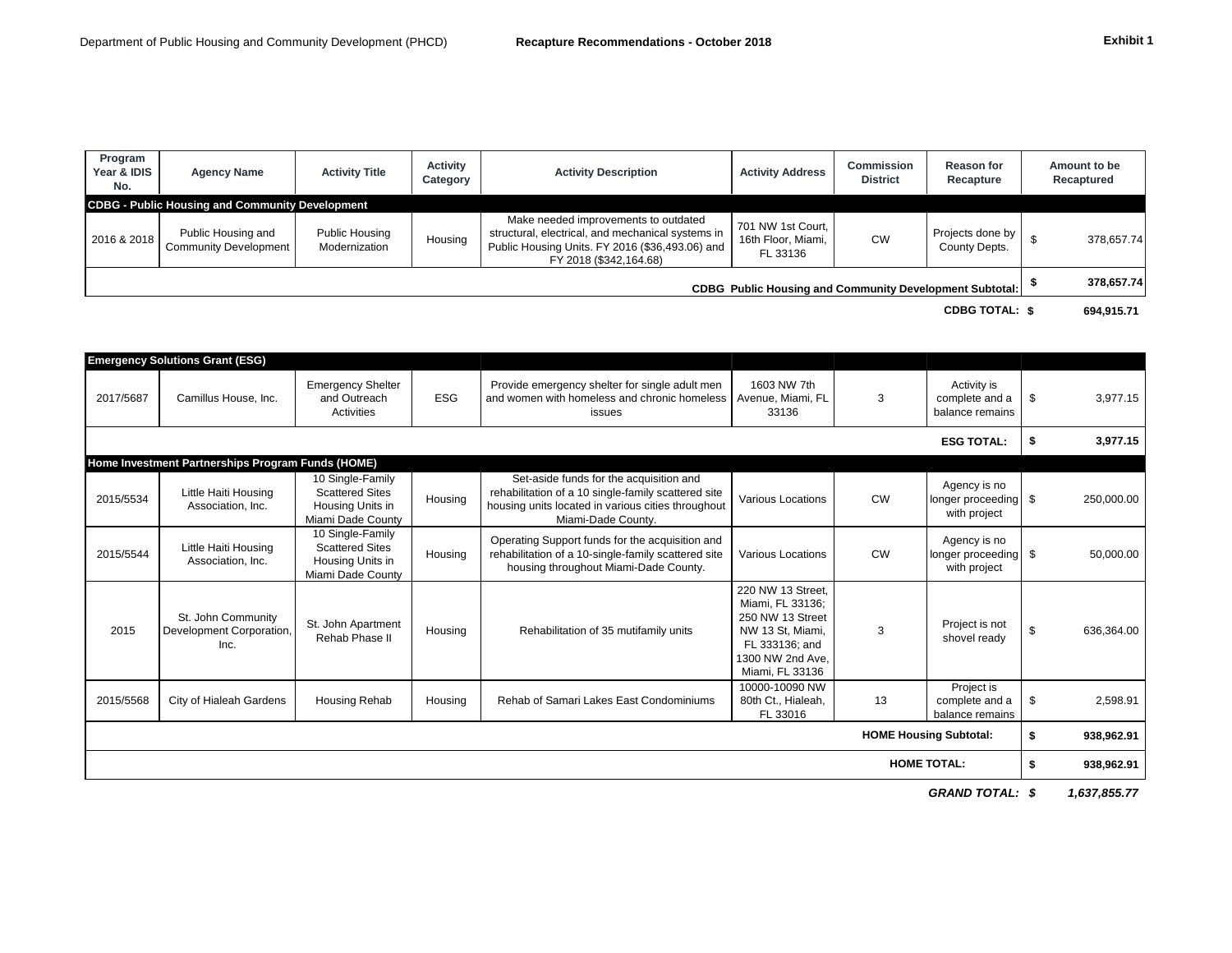Department of Public Housing and Community Development (PHCD) **Recapture Recommendations - October 2018** **Exhibit 1**

| Program Year & IDIS No. | Agency Name | Activity Title | Activity Category | Activity Description | Activity Address | Commission District | Reason for Recapture | Amount to be Recaptured |
|---|---|---|---|---|---|---|---|---|
| **CDBG - Public Housing and Community Development** | | | | | | | | |
| 2016 & 2018 | Public Housing and Community Development | Public Housing Modernization | Housing | Make needed improvements to outdated structural, electrical, and mechanical systems in Public Housing Units. FY 2016 ($36,493.06) and FY 2018 ($342,164.68) | 701 NW 1st Court, 16th Floor, Miami, FL 33136 | CW | Projects done by County Depts. | $ 378,657.74 |
| | | | | | | | **CDBG Public Housing and Community Development Subtotal:** | **$ 378,657.74** |
| | | | | | | | **CDBG TOTAL:** | **$ 694,915.71** |

| Program Year & IDIS No. | Agency Name | Activity Title | Activity Category | Activity Description | Activity Address | Commission District | Reason for Recapture | Amount to be Recaptured |
|---|---|---|---|---|---|---|---|---|
| **Emergency Solutions Grant (ESG)** | | | | | | | | |
| 2017/5687 | Camillus House, Inc. | Emergency Shelter and Outreach Activities | ESG | Provide emergency shelter for single adult men and women with homeless and chronic homeless issues | 1603 NW 7th Avenue, Miami, FL 33136 | 3 | Activity is complete and a balance remains | $ 3,977.15 |
| | | | | | | | **ESG TOTAL:** | **$ 3,977.15** |
| **Home Investment Partnerships Program Funds (HOME)** | | | | | | | | |
| 2015/5534 | Little Haiti Housing Association, Inc. | 10 Single-Family Scattered Sites Housing Units in Miami Dade County | Housing | Set-aside funds for the acquisition and rehabilitation of a 10 single-family scattered site housing units located in various cities throughout Miami-Dade County. | Various Locations | CW | Agency is no longer proceeding with project | $ 250,000.00 |
| 2015/5544 | Little Haiti Housing Association, Inc. | 10 Single-Family Scattered Sites Housing Units in Miami Dade County | Housing | Operating Support funds for the acquisition and rehabilitation of a 10-single-family scattered site housing throughout Miami-Dade County. | Various Locations | CW | Agency is no longer proceeding with project | $ 50,000.00 |
| 2015 | St. John Community Development Corporation, Inc. | St. John Apartment Rehab Phase II | Housing | Rehabilitation of 35 mutifamily units | 220 NW 13 Street, Miami, FL 33136; 250 NW 13 Street NW 13 St, Miami, FL 333136; and 1300 NW 2nd Ave, Miami, FL 33136 | 3 | Project is not shovel ready | $ 636,364.00 |
| 2015/5568 | City of Hialeah Gardens | Housing Rehab | Housing | Rehab of Samari Lakes East Condominiums | 10000-10090 NW 80th Ct., Hialeah, FL 33016 | 13 | Project is complete and a balance remains | $ 2,598.91 |
| | | | | | | | **HOME Housing Subtotal:** | **$ 938,962.91** |
| | | | | | | | **HOME TOTAL:** | **$ 938,962.91** |
| | | | | | | | ***GRAND TOTAL:*** | ***$ 1,637,855.77*** |